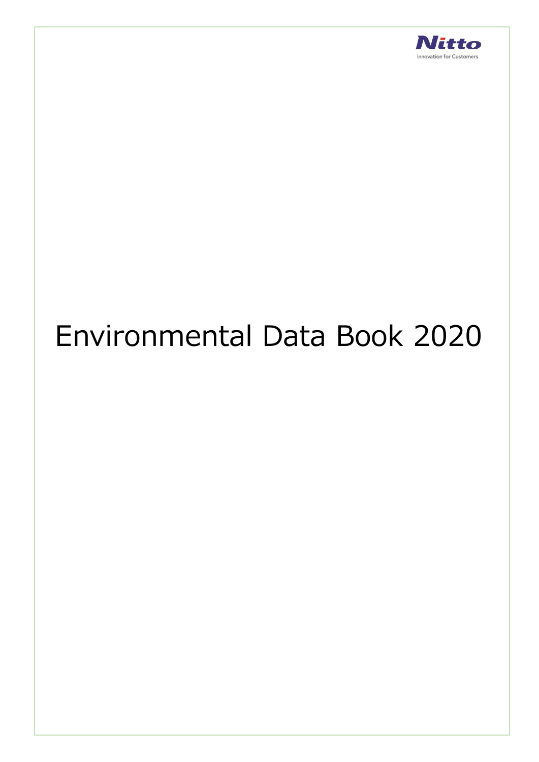Nitto

Innovation for Customers

# Environmental Data Book 2020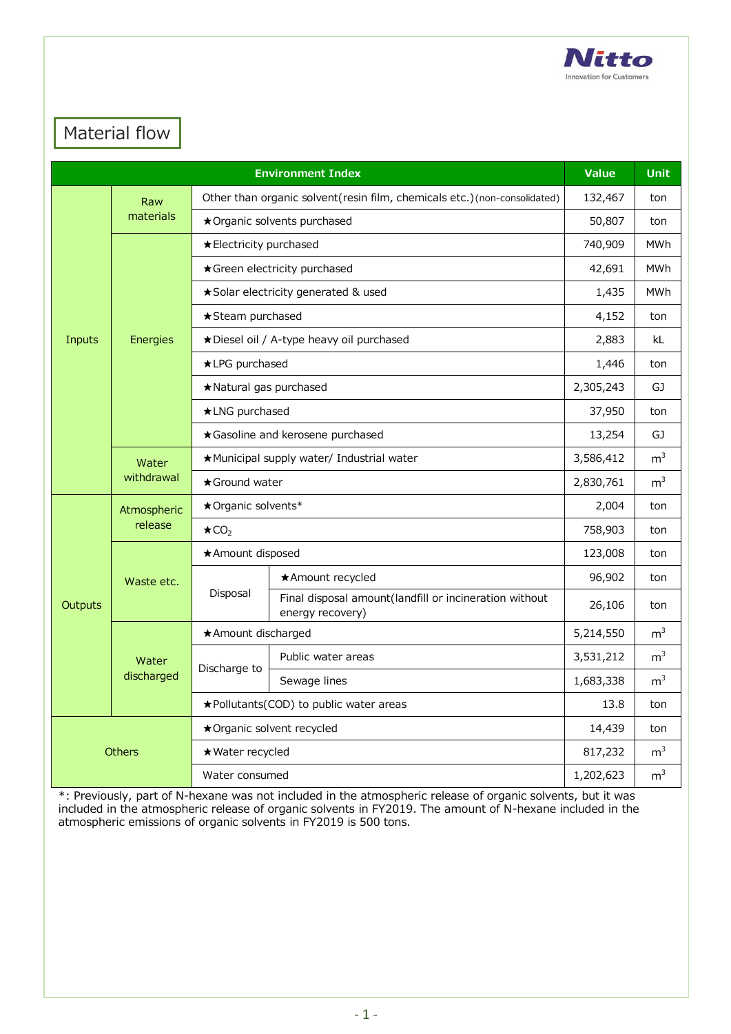## Material flow

| Environment Index | | | | Value | Unit |
|---|---|---|---|---|---|
| Inputs | Raw materials | Other than organic solvent(resin film, chemicals etc.)(non-consolidated) | | 132,467 | ton |
| | | ★Organic solvents purchased | | 50,807 | ton |
| | Energies | ★Electricity purchased | | 740,909 | MWh |
| | | ★Green electricity purchased | | 42,691 | MWh |
| | | ★Solar electricity generated & used | | 1,435 | MWh |
| | | ★Steam purchased | | 4,152 | ton |
| | | ★Diesel oil / A-type heavy oil purchased | | 2,883 | kL |
| | | ★LPG purchased | | 1,446 | ton |
| | | ★Natural gas purchased | | 2,305,243 | GJ |
| | | ★LNG purchased | | 37,950 | ton |
| | | ★Gasoline and kerosene purchased | | 13,254 | GJ |
| | Water withdrawal | ★Municipal supply water/ Industrial water | | 3,586,412 | $m^3$ |
| | | ★Ground water | | 2,830,761 | $m^3$ |
| Outputs | Atmospheric release | ★Organic solvents* | | 2,004 | ton |
| | | ★$CO_2$ | | 758,903 | ton |
| | Waste etc. | ★Amount disposed | | 123,008 | ton |
| | | Disposal | ★Amount recycled | 96,902 | ton |
| | | | Final disposal amount(landfill or incineration without energy recovery) | 26,106 | ton |
| | Water discharged | ★Amount discharged | | 5,214,550 | $m^3$ |
| | | Discharge to | Public water areas | 3,531,212 | $m^3$ |
| | | | Sewage lines | 1,683,338 | $m^3$ |
| | | ★Pollutants(COD) to public water areas | | 13.8 | ton |
| Others | | ★Organic solvent recycled | | 14,439 | ton |
| | | ★Water recycled | | 817,232 | $m^3$ |
| | | Water consumed | | 1,202,623 | $m^3$ |

*: Previously, part of N-hexane was not included in the atmospheric release of organic solvents, but it was included in the atmospheric release of organic solvents in FY2019. The amount of N-hexane included in the atmospheric emissions of organic solvents in FY2019 is 500 tons.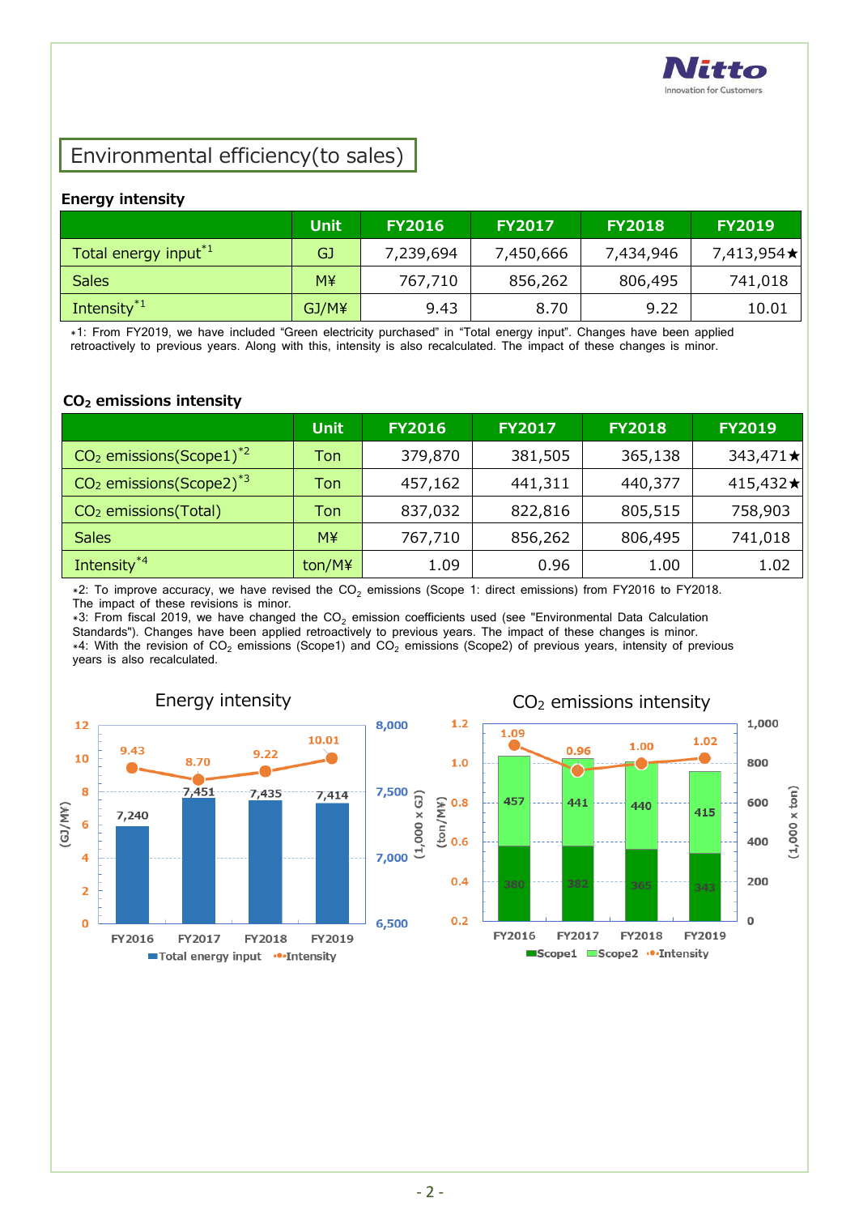## Environmental efficiency(to sales)

### Energy intensity

| | Unit | FY2016 | FY2017 | FY2018 | FY2019 |
|---|---|---|---|---|---|
| Total energy input[*1] | GJ | 7,239,694 | 7,450,666 | 7,434,946 | 7,413,954★ |
| Sales | M¥ | 767,710 | 856,262 | 806,495 | 741,018 |
| Intensity[*1] | GJ/M¥ | 9.43 | 8.70 | 9.22 | 10.01 |

*1: From FY2019, we have included "Green electricity purchased" in "Total energy input". Changes have been applied retroactively to previous years. Along with this, intensity is also recalculated. The impact of these changes is minor.

### $CO_2$ emissions intensity

| | Unit | FY2016 | FY2017 | FY2018 | FY2019 |
|---|---|---|---|---|---|
| $CO_2$ emissions(Scope1)[*2] | Ton | 379,870 | 381,505 | 365,138 | 343,471★ |
| $CO_2$ emissions(Scope2)[*3] | Ton | 457,162 | 441,311 | 440,377 | 415,432★ |
| $CO_2$ emissions(Total) | Ton | 837,032 | 822,816 | 805,515 | 758,903 |
| Sales | M¥ | 767,710 | 856,262 | 806,495 | 741,018 |
| Intensity[*4] | ton/M¥ | 1.09 | 0.96 | 1.00 | 1.02 |

*2: To improve accuracy, we have revised the $CO_2$ emissions (Scope 1: direct emissions) from FY2016 to FY2018. The impact of these revisions is minor.
*3: From fiscal 2019, we have changed the $CO_2$ emission coefficients used (see "Environmental Data Calculation Standards"). Changes have been applied retroactively to previous years. The impact of these changes is minor.
*4: With the revision of $CO_2$ emissions (Scope1) and $CO_2$ emissions (Scope2) of previous years, intensity of previous years is also recalculated.

**Energy intensity**

| | FY2016 | FY2017 | FY2018 | FY2019 |
|---|---|---|---|---|
| Total energy input (1,000 x GJ) | 7,240 | 7,451 | 7,435 | 7,414 |
| Intensity (GJ/M¥) | 9.43 | 8.70 | 9.22 | 10.01 |

**$CO_2$ emissions intensity**

| | FY2016 | FY2017 | FY2018 | FY2019 |
|---|---|---|---|---|
| Scope1 (1,000 x ton) | 380 | 382 | 365 | 343 |
| Scope2 (1,000 x ton) | 457 | 441 | 440 | 415 |
| Intensity (ton/M¥) | 1.09 | 0.96 | 1.00 | 1.02 |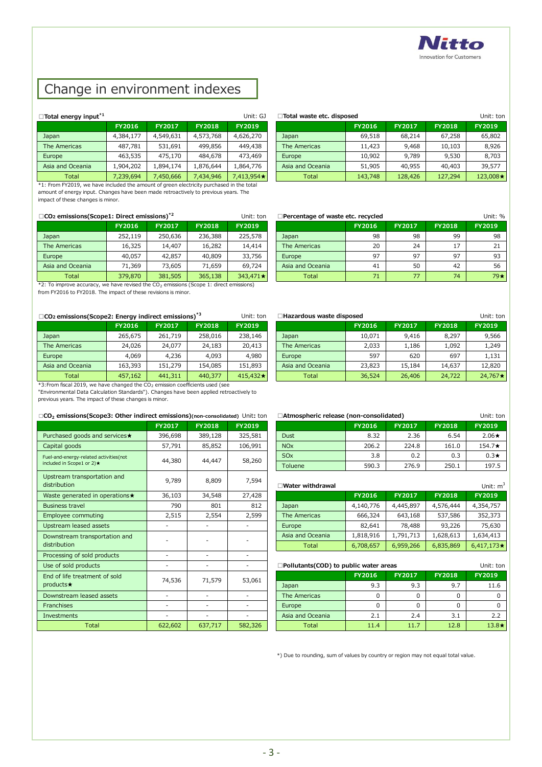# Change in environment indexes

□**Total energy input**[*1] Unit: GJ

| | FY2016 | FY2017 | FY2018 | FY2019 |
|---|---|---|---|---|
| Japan | 4,384,177 | 4,549,631 | 4,573,768 | 4,626,270 |
| The Americas | 487,781 | 531,691 | 499,856 | 449,438 |
| Europe | 463,535 | 475,170 | 484,678 | 473,469 |
| Asia and Oceania | 1,904,202 | 1,894,174 | 1,876,644 | 1,864,776 |
| Total | 7,239,694 | 7,450,666 | 7,434,946 | 7,413,954★ |

*1: From FY2019, we have included the amount of green electricity purchased in the total amount of energy input. Changes have been made retroactively to previous years. The impact of these changes is minor.

□**Total waste etc. disposed** Unit: ton

| | FY2016 | FY2017 | FY2018 | FY2019 |
|---|---|---|---|---|
| Japan | 69,518 | 68,214 | 67,258 | 65,802 |
| The Americas | 11,423 | 9,468 | 10,103 | 8,926 |
| Europe | 10,902 | 9,789 | 9,530 | 8,703 |
| Asia and Oceania | 51,905 | 40,955 | 40,403 | 39,577 |
| Total | 143,748 | 128,426 | 127,294 | 123,008★ |

□**$CO_2$ emissions(Scope1: Direct emissions)**[*2] Unit: ton

| | FY2016 | FY2017 | FY2018 | FY2019 |
|---|---|---|---|---|
| Japan | 252,119 | 250,636 | 236,388 | 225,578 |
| The Americas | 16,325 | 14,407 | 16,282 | 14,414 |
| Europe | 40,057 | 42,857 | 40,809 | 33,756 |
| Asia and Oceania | 71,369 | 73,605 | 71,659 | 69,724 |
| Total | 379,870 | 381,505 | 365,138 | 343,471★ |

*2: To improve accuracy, we have revised the $CO_2$ emissions (Scope 1: direct emissions) from FY2016 to FY2018. The impact of these revisions is minor.

□**Percentage of waste etc. recycled** Unit: %

| | FY2016 | FY2017 | FY2018 | FY2019 |
|---|---|---|---|---|
| Japan | 98 | 98 | 99 | 98 |
| The Americas | 20 | 24 | 17 | 21 |
| Europe | 97 | 97 | 97 | 93 |
| Asia and Oceania | 41 | 50 | 42 | 56 |
| Total | 71 | 77 | 74 | 79★ |

□**$CO_2$ emissions(Scope2: Energy indirect emissions)**[*3] Unit: ton

| | FY2016 | FY2017 | FY2018 | FY2019 |
|---|---|---|---|---|
| Japan | 265,675 | 261,719 | 258,016 | 238,146 |
| The Americas | 24,026 | 24,077 | 24,183 | 20,413 |
| Europe | 4,069 | 4,236 | 4,093 | 4,980 |
| Asia and Oceania | 163,393 | 151,279 | 154,085 | 151,893 |
| Total | 457,162 | 441,311 | 440,377 | 415,432★ |

*3:From fiscal 2019, we have changed the $CO_2$ emission coefficients used (see "Environmental Data Calculation Standards"). Changes have been applied retroactively to previous years. The impact of these changes is minor.

□**Hazardous waste disposed** Unit: ton

| | FY2016 | FY2017 | FY2018 | FY2019 |
|---|---|---|---|---|
| Japan | 10,071 | 9,416 | 8,297 | 9,566 |
| The Americas | 2,033 | 1,186 | 1,092 | 1,249 |
| Europe | 597 | 620 | 697 | 1,131 |
| Asia and Oceania | 23,823 | 15,184 | 14,637 | 12,820 |
| Total | 36,524 | 26,406 | 24,722 | 24,767★ |

□**$CO_2$ emissions(Scope3: Other indirect emissions)(non-consolidated)** Unit: ton

| | FY2017 | FY2018 | FY2019 |
|---|---|---|---|
| Purchased goods and services★ | 396,698 | 389,128 | 325,581 |
| Capital goods | 57,791 | 85,852 | 106,991 |
| Fuel-and-energy-related activities(not included in Scope1 or 2)★ | 44,380 | 44,447 | 58,260 |
| Upstream transportation and distribution | 9,789 | 8,809 | 7,594 |
| Waste generated in operations★ | 36,103 | 34,548 | 27,428 |
| Business travel | 790 | 801 | 812 |
| Employee commuting | 2,515 | 2,554 | 2,599 |
| Upstream leased assets | - | - | - |
| Downstream transportation and distribution | - | - | - |
| Processing of sold products | - | - | - |
| Use of sold products | - | - | - |
| End of life treatment of sold products★ | 74,536 | 71,579 | 53,061 |
| Downstream leased assets | - | - | - |
| Franchises | - | - | - |
| Investments | - | - | - |
| Total | 622,602 | 637,717 | 582,326 |

□**Atmospheric release (non-consolidated)** Unit: ton

| | FY2016 | FY2017 | FY2018 | FY2019 |
|---|---|---|---|---|
| Dust | 8.32 | 2.36 | 6.54 | 2.06★ |
| NOx | 206.2 | 224.8 | 161.0 | 154.7★ |
| SOx | 3.8 | 0.2 | 0.3 | 0.3★ |
| Toluene | 590.3 | 276.9 | 250.1 | 197.5 |

□**Water withdrawal** Unit: $m^3$

| | FY2016 | FY2017 | FY2018 | FY2019 |
|---|---|---|---|---|
| Japan | 4,140,776 | 4,445,897 | 4,576,444 | 4,354,757 |
| The Americas | 666,324 | 643,168 | 537,586 | 352,373 |
| Europe | 82,641 | 78,488 | 93,226 | 75,630 |
| Asia and Oceania | 1,818,916 | 1,791,713 | 1,628,613 | 1,634,413 |
| Total | 6,708,657 | 6,959,266 | 6,835,869 | 6,417,173★ |

□**Pollutants(COD) to public water areas** Unit: ton

| | FY2016 | FY2017 | FY2018 | FY2019 |
|---|---|---|---|---|
| Japan | 9.3 | 9.3 | 9.7 | 11.6 |
| The Americas | 0 | 0 | 0 | 0 |
| Europe | 0 | 0 | 0 | 0 |
| Asia and Oceania | 2.1 | 2.4 | 3.1 | 2.2 |
| Total | 11.4 | 11.7 | 12.8 | 13.8★ |

*) Due to rounding, sum of values by country or region may not equal total value.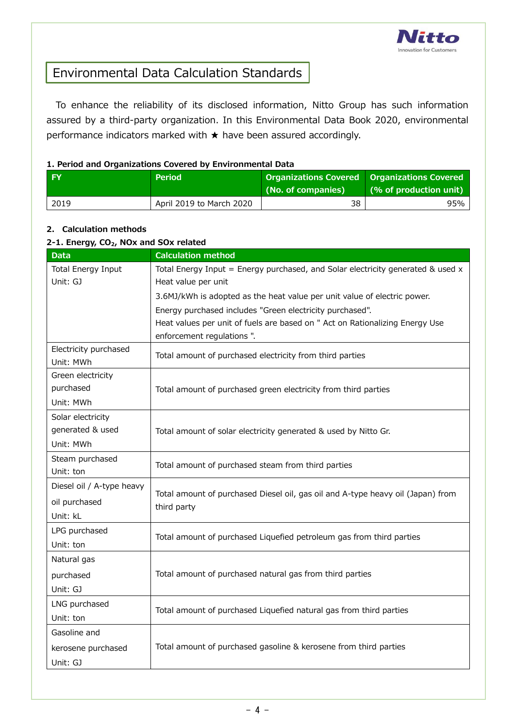# Environmental Data Calculation Standards

To enhance the reliability of its disclosed information, Nitto Group has such information assured by a third-party organization. In this Environmental Data Book 2020, environmental performance indicators marked with ★ have been assured accordingly.

### 1. Period and Organizations Covered by Environmental Data

| FY | Period | Organizations Covered (No. of companies) | Organizations Covered (% of production unit) |
|---|---|---|---|
| 2019 | April 2019 to March 2020 | 38 | 95% |

### 2. Calculation methods

#### 2-1. Energy, $CO_2$, NOx and SOx related

| Data | Calculation method |
|---|---|
| Total Energy Input<br>Unit: GJ | Total Energy Input = Energy purchased, and Solar electricity generated & used x Heat value per unit<br>3.6MJ/kWh is adopted as the heat value per unit value of electric power.<br>Energy purchased includes "Green electricity purchased".<br>Heat values per unit of fuels are based on " Act on Rationalizing Energy Use enforcement regulations ". |
| Electricity purchased<br>Unit: MWh | Total amount of purchased electricity from third parties |
| Green electricity purchased<br>Unit: MWh | Total amount of purchased green electricity from third parties |
| Solar electricity generated & used<br>Unit: MWh | Total amount of solar electricity generated & used by Nitto Gr. |
| Steam purchased<br>Unit: ton | Total amount of purchased steam from third parties |
| Diesel oil / A-type heavy oil purchased<br>Unit: kL | Total amount of purchased Diesel oil, gas oil and A-type heavy oil (Japan) from third party |
| LPG purchased<br>Unit: ton | Total amount of purchased Liquefied petroleum gas from third parties |
| Natural gas purchased<br>Unit: GJ | Total amount of purchased natural gas from third parties |
| LNG purchased<br>Unit: ton | Total amount of purchased Liquefied natural gas from third parties |
| Gasoline and kerosene purchased<br>Unit: GJ | Total amount of purchased gasoline & kerosene from third parties |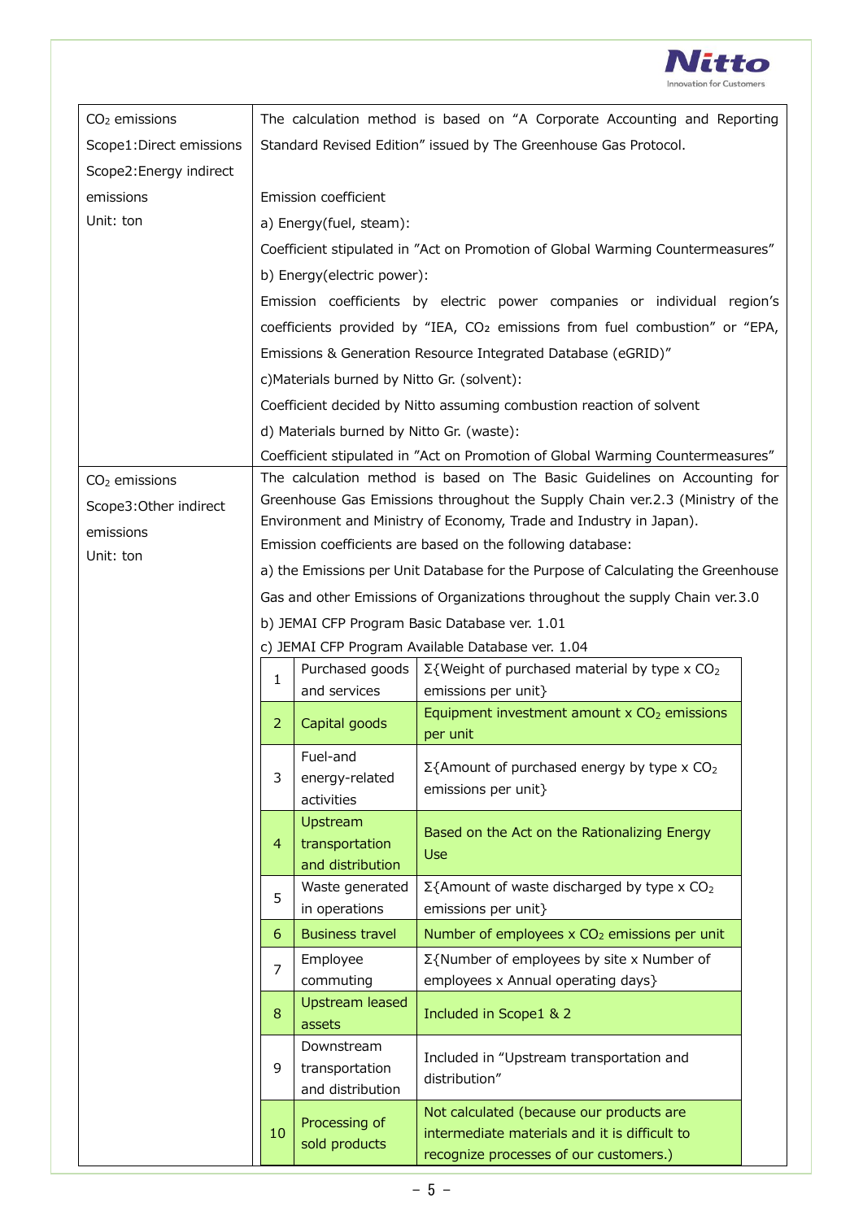| | |
|---|---|
| $CO_2$ emissions<br>Scope1:Direct emissions<br>Scope2:Energy indirect emissions<br>Unit: ton | The calculation method is based on "A Corporate Accounting and Reporting Standard Revised Edition" issued by The Greenhouse Gas Protocol.<br><br>Emission coefficient<br>a) Energy(fuel, steam):<br>Coefficient stipulated in "Act on Promotion of Global Warming Countermeasures"<br>b) Energy(electric power):<br>Emission coefficients by electric power companies or individual region's coefficients provided by "IEA, $CO_2$ emissions from fuel combustion" or "EPA, Emissions & Generation Resource Integrated Database (eGRID)"<br>c)Materials burned by Nitto Gr. (solvent):<br>Coefficient decided by Nitto assuming combustion reaction of solvent<br>d) Materials burned by Nitto Gr. (waste):<br>Coefficient stipulated in "Act on Promotion of Global Warming Countermeasures" |
| $CO_2$ emissions<br>Scope3:Other indirect emissions<br>Unit: ton | The calculation method is based on The Basic Guidelines on Accounting for Greenhouse Gas Emissions throughout the Supply Chain ver.2.3 (Ministry of the Environment and Ministry of Economy, Trade and Industry in Japan).<br>Emission coefficients are based on the following database:<br>a) the Emissions per Unit Database for the Purpose of Calculating the Greenhouse Gas and other Emissions of Organizations throughout the supply Chain ver.3.0<br>b) JEMAI CFP Program Basic Database ver. 1.01<br>c) JEMAI CFP Program Available Database ver. 1.04 |

| No. | Category | Calculation method |
|---|---|---|
| 1 | Purchased goods and services | Σ{Weight of purchased material by type x $CO_2$ emissions per unit} |
| 2 | Capital goods | Equipment investment amount x $CO_2$ emissions per unit |
| 3 | Fuel-and energy-related activities | Σ{Amount of purchased energy by type x $CO_2$ emissions per unit} |
| 4 | Upstream transportation and distribution | Based on the Act on the Rationalizing Energy Use |
| 5 | Waste generated in operations | Σ{Amount of waste discharged by type x $CO_2$ emissions per unit} |
| 6 | Business travel | Number of employees x $CO_2$ emissions per unit |
| 7 | Employee commuting | Σ{Number of employees by site x Number of employees x Annual operating days} |
| 8 | Upstream leased assets | Included in Scope1 & 2 |
| 9 | Downstream transportation and distribution | Included in "Upstream transportation and distribution" |
| 10 | Processing of sold products | Not calculated (because our products are intermediate materials and it is difficult to recognize processes of our customers.) |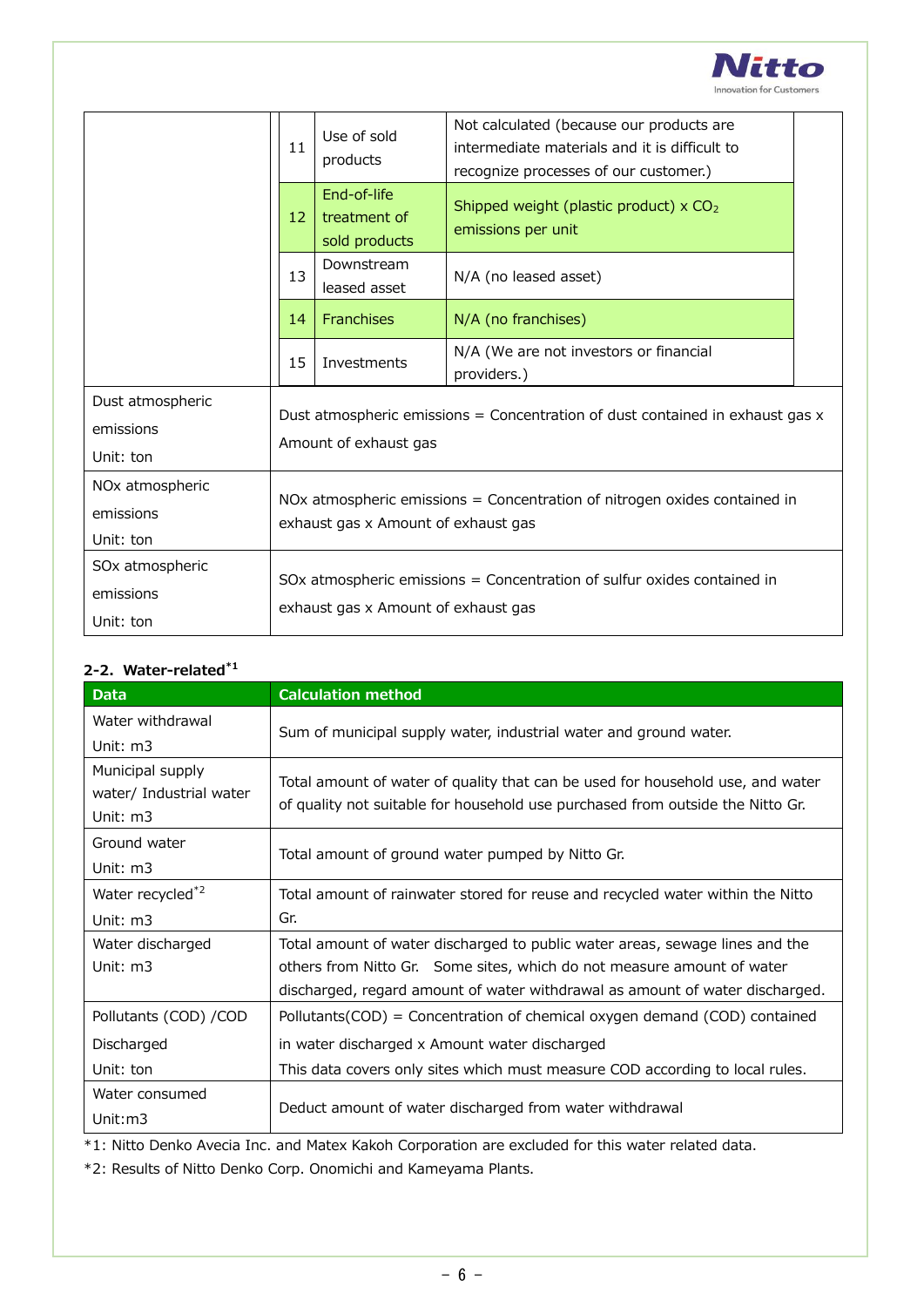| | | | |
|---|---|---|---|
| | 11 | Use of sold products | Not calculated (because our products are intermediate materials and it is difficult to recognize processes of our customer.) |
| | 12 | End-of-life treatment of sold products | Shipped weight (plastic product) x $CO_2$ emissions per unit |
| | 13 | Downstream leased asset | N/A (no leased asset) |
| | 14 | Franchises | N/A (no franchises) |
| | 15 | Investments | N/A (We are not investors or financial providers.) |
| Dust atmospheric emissions<br>Unit: ton | Dust atmospheric emissions = Concentration of dust contained in exhaust gas x Amount of exhaust gas | | |
| NOx atmospheric emissions<br>Unit: ton | NOx atmospheric emissions = Concentration of nitrogen oxides contained in exhaust gas x Amount of exhaust gas | | |
| SOx atmospheric emissions<br>Unit: ton | SOx atmospheric emissions = Concentration of sulfur oxides contained in exhaust gas x Amount of exhaust gas | | |

### 2-2. Water-related*1

| Data | Calculation method |
|---|---|
| Water withdrawal<br>Unit: m3 | Sum of municipal supply water, industrial water and ground water. |
| Municipal supply water/ Industrial water<br>Unit: m3 | Total amount of water of quality that can be used for household use, and water of quality not suitable for household use purchased from outside the Nitto Gr. |
| Ground water<br>Unit: m3 | Total amount of ground water pumped by Nitto Gr. |
| Water recycled*2<br>Unit: m3 | Total amount of rainwater stored for reuse and recycled water within the Nitto Gr. |
| Water discharged<br>Unit: m3 | Total amount of water discharged to public water areas, sewage lines and the others from Nitto Gr. Some sites, which do not measure amount of water discharged, regard amount of water withdrawal as amount of water discharged. |
| Pollutants (COD) /COD Discharged<br>Unit: ton | Pollutants(COD) = Concentration of chemical oxygen demand (COD) contained in water discharged x Amount water discharged<br>This data covers only sites which must measure COD according to local rules. |
| Water consumed<br>Unit:m3 | Deduct amount of water discharged from water withdrawal |

*1: Nitto Denko Avecia Inc. and Matex Kakoh Corporation are excluded for this water related data.

*2: Results of Nitto Denko Corp. Onomichi and Kameyama Plants.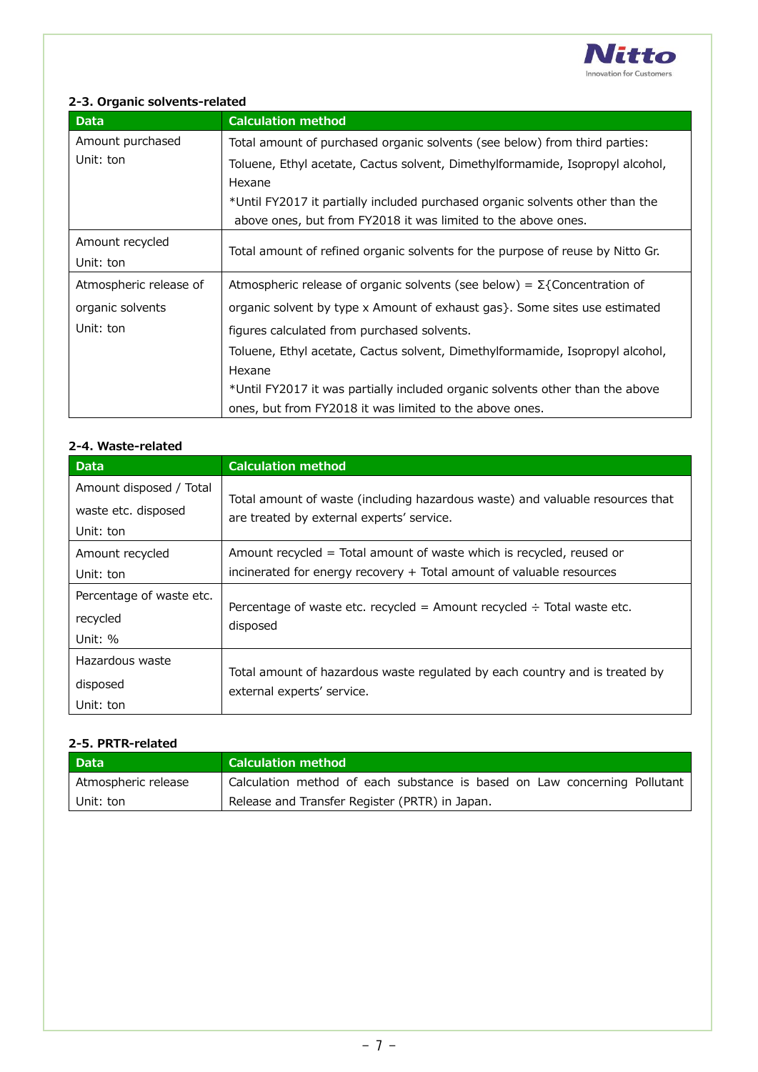### 2-3. Organic solvents-related

| Data | Calculation method |
|---|---|
| Amount purchased<br>Unit: ton | Total amount of purchased organic solvents (see below) from third parties:<br>Toluene, Ethyl acetate, Cactus solvent, Dimethylformamide, Isopropyl alcohol, Hexane<br>*Until FY2017 it partially included purchased organic solvents other than the above ones, but from FY2018 it was limited to the above ones. |
| Amount recycled<br>Unit: ton | Total amount of refined organic solvents for the purpose of reuse by Nitto Gr. |
| Atmospheric release of organic solvents<br>Unit: ton | Atmospheric release of organic solvents (see below) = Σ{Concentration of organic solvent by type x Amount of exhaust gas}. Some sites use estimated figures calculated from purchased solvents.<br>Toluene, Ethyl acetate, Cactus solvent, Dimethylformamide, Isopropyl alcohol, Hexane<br>*Until FY2017 it was partially included organic solvents other than the above ones, but from FY2018 it was limited to the above ones. |

### 2-4. Waste-related

| Data | Calculation method |
|---|---|
| Amount disposed / Total waste etc. disposed<br>Unit: ton | Total amount of waste (including hazardous waste) and valuable resources that are treated by external experts' service. |
| Amount recycled<br>Unit: ton | Amount recycled = Total amount of waste which is recycled, reused or incinerated for energy recovery + Total amount of valuable resources |
| Percentage of waste etc. recycled<br>Unit: % | Percentage of waste etc. recycled = Amount recycled ÷ Total waste etc. disposed |
| Hazardous waste disposed<br>Unit: ton | Total amount of hazardous waste regulated by each country and is treated by external experts' service. |

### 2-5. PRTR-related

| Data | Calculation method |
|---|---|
| Atmospheric release<br>Unit: ton | Calculation method of each substance is based on Law concerning Pollutant Release and Transfer Register (PRTR) in Japan. |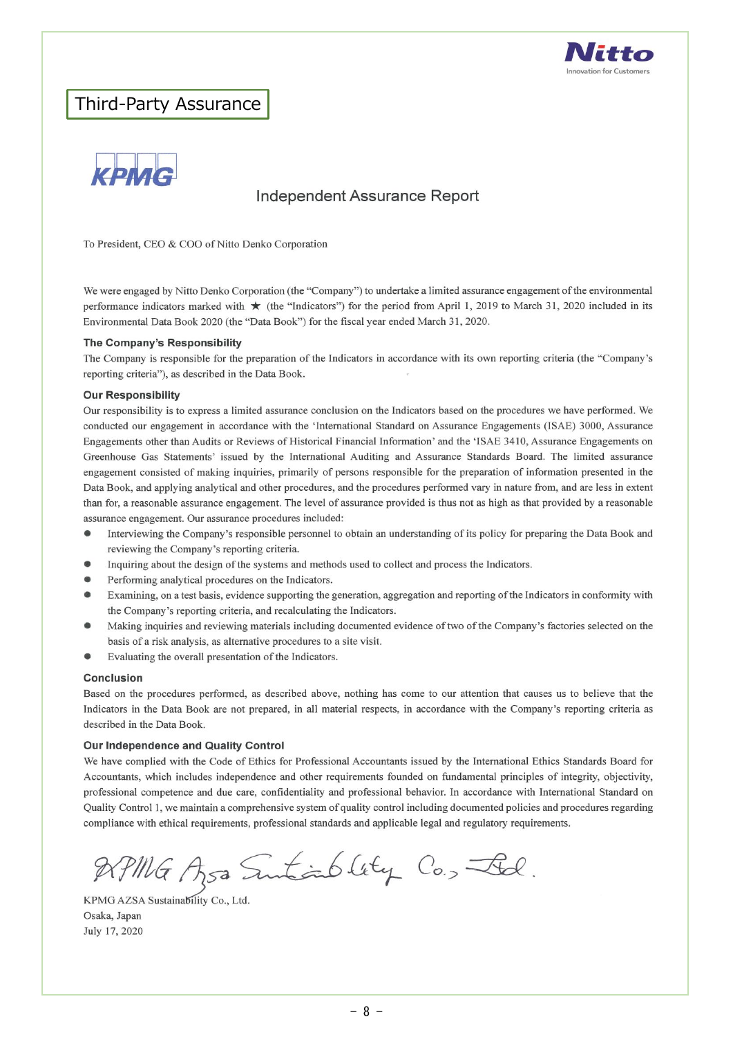# Third-Party Assurance

KPMG

## Independent Assurance Report

To President, CEO & COO of Nitto Denko Corporation

We were engaged by Nitto Denko Corporation (the "Company") to undertake a limited assurance engagement of the environmental performance indicators marked with ★ (the "Indicators") for the period from April 1, 2019 to March 31, 2020 included in its Environmental Data Book 2020 (the "Data Book") for the fiscal year ended March 31, 2020.

### The Company's Responsibility

The Company is responsible for the preparation of the Indicators in accordance with its own reporting criteria (the "Company's reporting criteria"), as described in the Data Book.

### Our Responsibility

Our responsibility is to express a limited assurance conclusion on the Indicators based on the procedures we have performed. We conducted our engagement in accordance with the 'International Standard on Assurance Engagements (ISAE) 3000, Assurance Engagements other than Audits or Reviews of Historical Financial Information' and the 'ISAE 3410, Assurance Engagements on Greenhouse Gas Statements' issued by the International Auditing and Assurance Standards Board. The limited assurance engagement consisted of making inquiries, primarily of persons responsible for the preparation of information presented in the Data Book, and applying analytical and other procedures, and the procedures performed vary in nature from, and are less in extent than for, a reasonable assurance engagement. The level of assurance provided is thus not as high as that provided by a reasonable assurance engagement. Our assurance procedures included:

- Interviewing the Company's responsible personnel to obtain an understanding of its policy for preparing the Data Book and reviewing the Company's reporting criteria.
- Inquiring about the design of the systems and methods used to collect and process the Indicators.
- Performing analytical procedures on the Indicators.
- Examining, on a test basis, evidence supporting the generation, aggregation and reporting of the Indicators in conformity with the Company's reporting criteria, and recalculating the Indicators.
- Making inquiries and reviewing materials including documented evidence of two of the Company's factories selected on the basis of a risk analysis, as alternative procedures to a site visit.
- Evaluating the overall presentation of the Indicators.

### Conclusion

Based on the procedures performed, as described above, nothing has come to our attention that causes us to believe that the Indicators in the Data Book are not prepared, in all material respects, in accordance with the Company's reporting criteria as described in the Data Book.

### Our Independence and Quality Control

We have complied with the Code of Ethics for Professional Accountants issued by the International Ethics Standards Board for Accountants, which includes independence and other requirements founded on fundamental principles of integrity, objectivity, professional competence and due care, confidentiality and professional behavior. In accordance with International Standard on Quality Control 1, we maintain a comprehensive system of quality control including documented policies and procedures regarding compliance with ethical requirements, professional standards and applicable legal and regulatory requirements.

KPMG AZSA Sustainability Co., Ltd.

KPMG AZSA Sustainability Co., Ltd.
Osaka, Japan
July 17, 2020